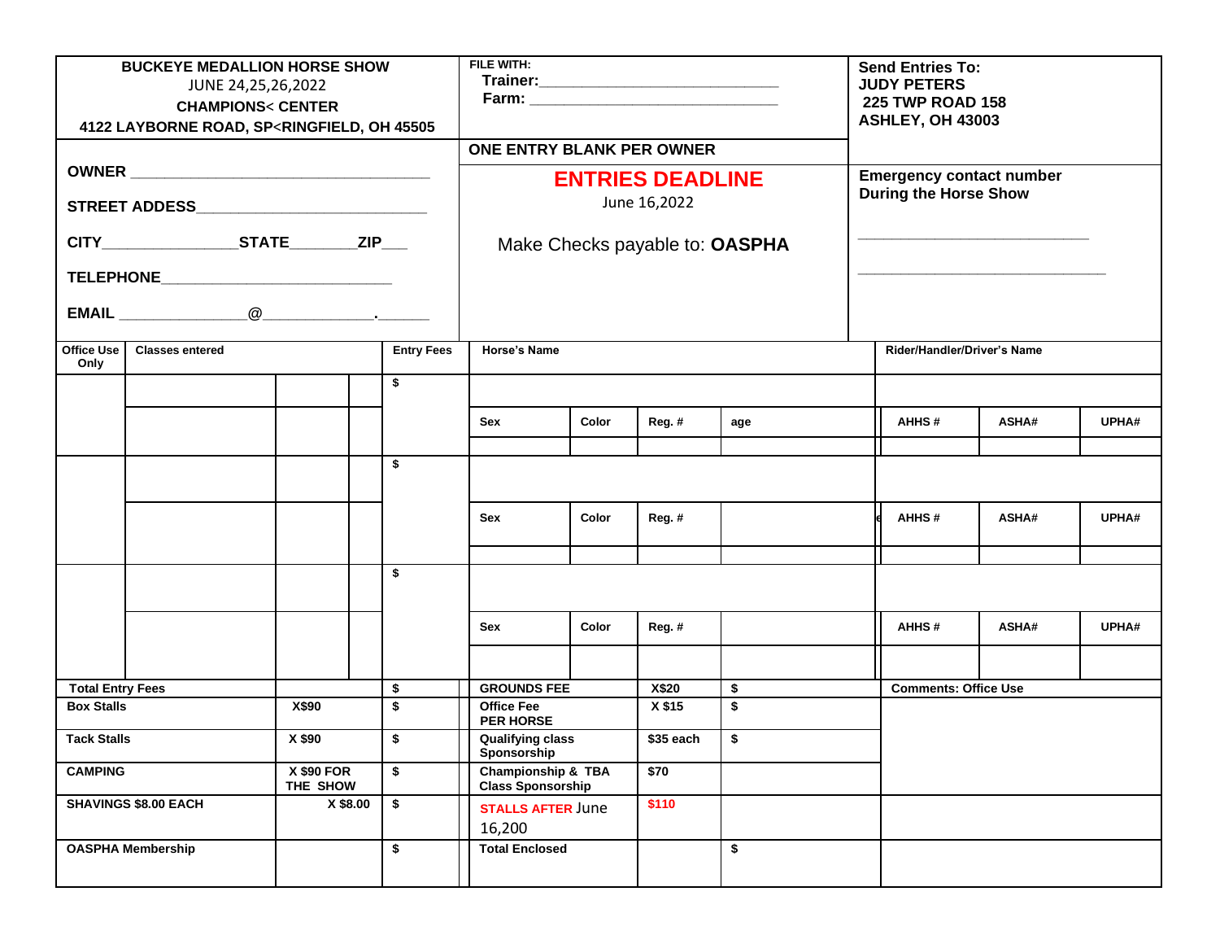**BUCKEYE MEDALLION HORSE SHOW**
JUNE 24,25,26,2022
**CHAMPIONS< CENTER**
**4122 LAYBORNE ROAD, SP<RINGFIELD, OH 45505**

**FILE WITH:**
**Trainer:**___________________________
**Farm:** ___________________________

**Send Entries To:**
**JUDY PETERS**
**225 TWP ROAD 158**
**ASHLEY, OH 43003**

**ONE ENTRY BLANK PER OWNER**

**OWNER** ___________________________________

**STREET ADESS**___________________________

**CITY**_______________**STATE**________**ZIP**___

**TELEPHONE**___________________________

**EMAIL** ______________@_____________.______

**ENTRIES DEADLINE**
June 16,2022

Make Checks payable to: **OASPHA**

**Emergency contact number During the Horse Show**

___________________________

___________________________

| Office Use Only | Classes entered | | | Entry Fees | Horse's Name | | | | Rider/Handler/Driver's Name | | |
|---|---|---|---|---|---|---|---|---|---|---|---|
| | | | | $ | | | | | | | |
| | | | | | Sex | Color | Reg. # | age | AHHS # | ASHA# | UPHA# |
| | | | | | | | | | | | |
| | | | | $ | | | | | | | |
| | | | | | Sex | Color | Reg. # | | AHHS # | ASHA# | UPHA# |
| | | | | | | | | | | | |
| | | | | $ | | | | | | | |
| | | | | | Sex | Color | Reg. # | | AHHS # | ASHA# | UPHA# |
| | | | | | | | | | | | |

| | | | | | |
|---|---|---|---|---|---|
| **Total Entry Fees** | | $ | **GROUNDS FEE** | **X$20** | $ |
| **Box Stalls** | **X$90** | $ | **Office Fee PER HORSE** | **X $15** | $ |
| **Tack Stalls** | **X $90** | $ | **Qualifying class Sponsorship** | **$35 each** | $ |
| **CAMPING** | **X $90 FOR THE SHOW** | $ | **Championship & TBA Class Sponsorship** | **$70** | |
| **SHAVINGS $8.00 EACH** | **X $8.00** | $ | **STALLS AFTER** June 16,200 | **$110** | |
| **OASPHA Membership** | | $ | **Total Enclosed** | | $ |

**Comments: Office Use**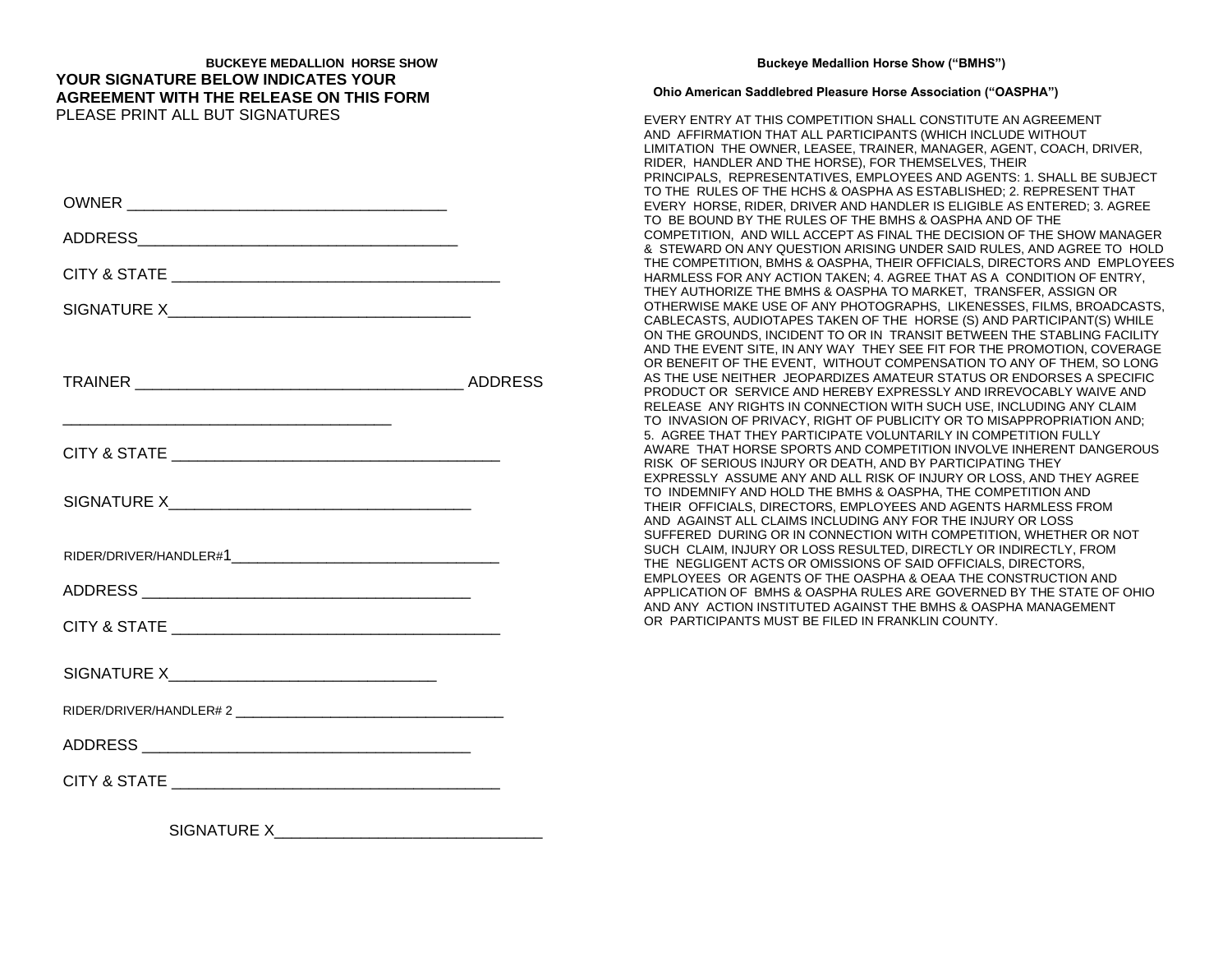**BUCKEYE MEDALLION HORSE SHOW**

**YOUR SIGNATURE BELOW INDICATES YOUR AGREEMENT WITH THE RELEASE ON THIS FORM**

PLEASE PRINT ALL BUT SIGNATURES

OWNER ____________________________________

ADDRESS____________________________________

CITY & STATE ____________________________________

SIGNATURE X__________________________________

TRAINER ____________________________________ ADDRESS

____________________________________

CITY & STATE ____________________________________

SIGNATURE X__________________________________

RIDER/DRIVER/HANDLER#1________________________________

ADDRESS ____________________________________

CITY & STATE ____________________________________

SIGNATURE X_____________________________

RIDER/DRIVER/HANDLER# 2 ________________________________

ADDRESS ____________________________________

CITY & STATE ____________________________________

SIGNATURE X_____________________________

**Buckeye Medallion Horse Show ("BMHS")**

**Ohio American Saddlebred Pleasure Horse Association ("OASPHA")**

EVERY ENTRY AT THIS COMPETITION SHALL CONSTITUTE AN AGREEMENT AND AFFIRMATION THAT ALL PARTICIPANTS (WHICH INCLUDE WITHOUT LIMITATION THE OWNER, LEASEE, TRAINER, MANAGER, AGENT, COACH, DRIVER, RIDER, HANDLER AND THE HORSE), FOR THEMSELVES, THEIR PRINCIPALS, REPRESENTATIVES, EMPLOYEES AND AGENTS: 1. SHALL BE SUBJECT TO THE RULES OF THE HCHS & OASPHA AS ESTABLISHED; 2. REPRESENT THAT EVERY HORSE, RIDER, DRIVER AND HANDLER IS ELIGIBLE AS ENTERED; 3. AGREE TO BE BOUND BY THE RULES OF THE BMHS & OASPHA AND OF THE COMPETITION, AND WILL ACCEPT AS FINAL THE DECISION OF THE SHOW MANAGER & STEWARD ON ANY QUESTION ARISING UNDER SAID RULES, AND AGREE TO HOLD THE COMPETITION, BMHS & OASPHA, THEIR OFFICIALS, DIRECTORS AND EMPLOYEES HARMLESS FOR ANY ACTION TAKEN; 4. AGREE THAT AS A CONDITION OF ENTRY, THEY AUTHORIZE THE BMHS & OASPHA TO MARKET, TRANSFER, ASSIGN OR OTHERWISE MAKE USE OF ANY PHOTOGRAPHS, LIKENESSES, FILMS, BROADCASTS, CABLECASTS, AUDIOTAPES TAKEN OF THE HORSE (S) AND PARTICIPANT(S) WHILE ON THE GROUNDS, INCIDENT TO OR IN TRANSIT BETWEEN THE STABLING FACILITY AND THE EVENT SITE, IN ANY WAY THEY SEE FIT FOR THE PROMOTION, COVERAGE OR BENEFIT OF THE EVENT, WITHOUT COMPENSATION TO ANY OF THEM, SO LONG AS THE USE NEITHER JEOPARDIZES AMATEUR STATUS OR ENDORSES A SPECIFIC PRODUCT OR SERVICE AND HEREBY EXPRESSLY AND IRREVOCABLY WAIVE AND RELEASE ANY RIGHTS IN CONNECTION WITH SUCH USE, INCLUDING ANY CLAIM TO INVASION OF PRIVACY, RIGHT OF PUBLICITY OR TO MISAPPROPRIATION AND; 5. AGREE THAT THEY PARTICIPATE VOLUNTARILY IN COMPETITION FULLY AWARE THAT HORSE SPORTS AND COMPETITION INVOLVE INHERENT DANGEROUS RISK OF SERIOUS INJURY OR DEATH, AND BY PARTICIPATING THEY EXPRESSLY ASSUME ANY AND ALL RISK OF INJURY OR LOSS, AND THEY AGREE TO INDEMNIFY AND HOLD THE BMHS & OASPHA, THE COMPETITION AND THEIR OFFICIALS, DIRECTORS, EMPLOYEES AND AGENTS HARMLESS FROM AND AGAINST ALL CLAIMS INCLUDING ANY FOR THE INJURY OR LOSS SUFFERED DURING OR IN CONNECTION WITH COMPETITION, WHETHER OR NOT SUCH CLAIM, INJURY OR LOSS RESULTED, DIRECTLY OR INDIRECTLY, FROM THE NEGLIGENT ACTS OR OMISSIONS OF SAID OFFICIALS, DIRECTORS, EMPLOYEES OR AGENTS OF THE OASPHA & OEAA THE CONSTRUCTION AND APPLICATION OF BMHS & OASPHA RULES ARE GOVERNED BY THE STATE OF OHIO AND ANY ACTION INSTITUTED AGAINST THE BMHS & OASPHA MANAGEMENT OR PARTICIPANTS MUST BE FILED IN FRANKLIN COUNTY.